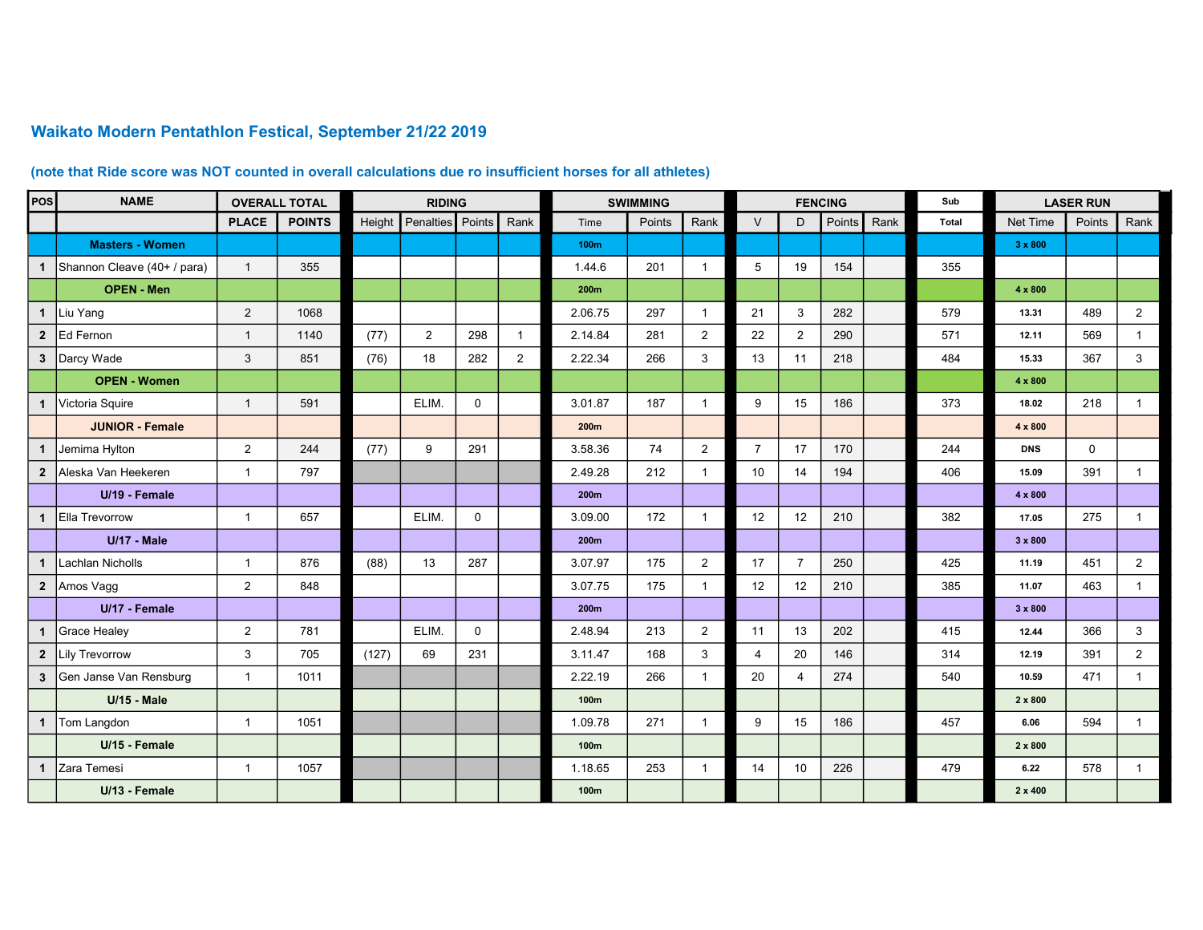## Waikato Modern Pentathlon Festical, September 21/22 2019

**(note that Ride score was NOT counted in overall calculations due ro insufficient horses for all athletes)**

| POS | NAME | OVERALL TOTAL | | RIDING | | | | SWIMMING | | | FENCING | | | | Sub | LASER RUN | | |
|---|---|---|---|---|---|---|---|---|---|---|---|---|---|---|---|---|---|---|
| | | PLACE | POINTS | Height | Penalties | Points | Rank | Time | Points | Rank | V | D | Points | Rank | Total | Net Time | Points | Rank |
| | **Masters - Women** | | | | | | | 100m | | | | | | | | 3 x 800 | | |
| 1 | Shannon Cleave (40+ / para) | 1 | 355 | | | | | 1.44.6 | 201 | 1 | 5 | 19 | 154 | | 355 | | | |
| | **OPEN - Men** | | | | | | | 200m | | | | | | | | 4 x 800 | | |
| 1 | Liu Yang | 2 | 1068 | | | | | 2.06.75 | 297 | 1 | 21 | 3 | 282 | | 579 | 13.31 | 489 | 2 |
| 2 | Ed Fernon | 1 | 1140 | (77) | 2 | 298 | 1 | 2.14.84 | 281 | 2 | 22 | 2 | 290 | | 571 | 12.11 | 569 | 1 |
| 3 | Darcy Wade | 3 | 851 | (76) | 18 | 282 | 2 | 2.22.34 | 266 | 3 | 13 | 11 | 218 | | 484 | 15.33 | 367 | 3 |
| | **OPEN - Women** | | | | | | | | | | | | | | | 4 x 800 | | |
| 1 | Victoria Squire | 1 | 591 | | ELIM. | 0 | | 3.01.87 | 187 | 1 | 9 | 15 | 186 | | 373 | 18.02 | 218 | 1 |
| | **JUNIOR - Female** | | | | | | | 200m | | | | | | | | 4 x 800 | | |
| 1 | Jemima Hylton | 2 | 244 | (77) | 9 | 291 | | 3.58.36 | 74 | 2 | 7 | 17 | 170 | | 244 | DNS | 0 | |
| 2 | Aleska Van Heekeren | 1 | 797 | | | | | 2.49.28 | 212 | 1 | 10 | 14 | 194 | | 406 | 15.09 | 391 | 1 |
| | **U/19 - Female** | | | | | | | 200m | | | | | | | | 4 x 800 | | |
| 1 | Ella Trevorrow | 1 | 657 | | ELIM. | 0 | | 3.09.00 | 172 | 1 | 12 | 12 | 210 | | 382 | 17.05 | 275 | 1 |
| | **U/17 - Male** | | | | | | | 200m | | | | | | | | 3 x 800 | | |
| 1 | Lachlan Nicholls | 1 | 876 | (88) | 13 | 287 | | 3.07.97 | 175 | 2 | 17 | 7 | 250 | | 425 | 11.19 | 451 | 2 |
| 2 | Amos Vagg | 2 | 848 | | | | | 3.07.75 | 175 | 1 | 12 | 12 | 210 | | 385 | 11.07 | 463 | 1 |
| | **U/17 - Female** | | | | | | | 200m | | | | | | | | 3 x 800 | | |
| 1 | Grace Healey | 2 | 781 | | ELIM. | 0 | | 2.48.94 | 213 | 2 | 11 | 13 | 202 | | 415 | 12.44 | 366 | 3 |
| 2 | Lily Trevorrow | 3 | 705 | (127) | 69 | 231 | | 3.11.47 | 168 | 3 | 4 | 20 | 146 | | 314 | 12.19 | 391 | 2 |
| 3 | Gen Janse Van Rensburg | 1 | 1011 | | | | | 2.22.19 | 266 | 1 | 20 | 4 | 274 | | 540 | 10.59 | 471 | 1 |
| | **U/15 - Male** | | | | | | | 100m | | | | | | | | 2 x 800 | | |
| 1 | Tom Langdon | 1 | 1051 | | | | | 1.09.78 | 271 | 1 | 9 | 15 | 186 | | 457 | 6.06 | 594 | 1 |
| | **U/15 - Female** | | | | | | | 100m | | | | | | | | 2 x 800 | | |
| 1 | Zara Temesi | 1 | 1057 | | | | | 1.18.65 | 253 | 1 | 14 | 10 | 226 | | 479 | 6.22 | 578 | 1 |
| | **U/13 - Female** | | | | | | | 100m | | | | | | | | 2 x 400 | | |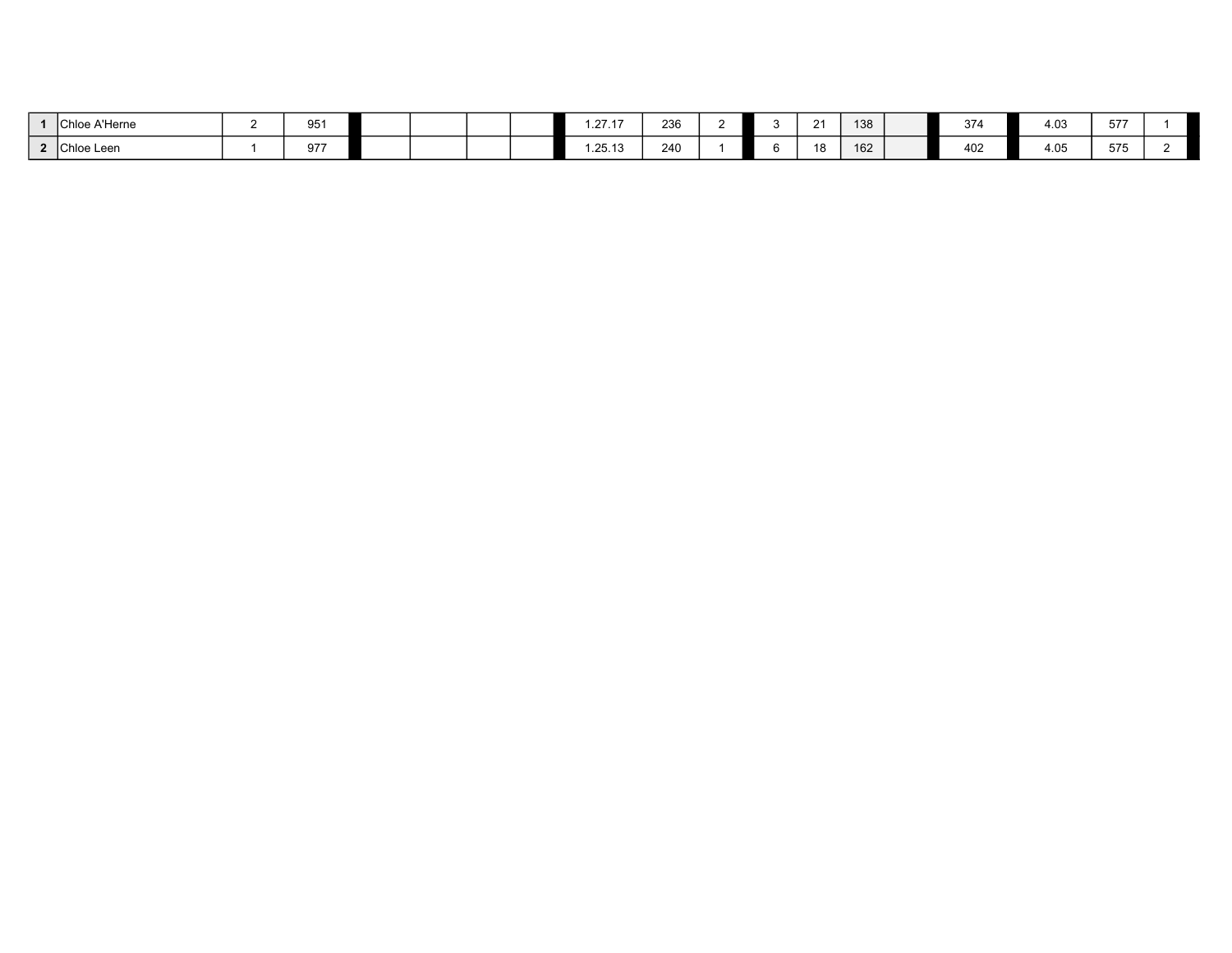| | | | | | | | | | | | | | | | | | | |
|---|---|---|---|---|---|---|---|---|---|---|---|---|---|---|---|---|---|---|
| **1** | Chloe A'Herne | 2 | 951 | | | | | 1.27.17 | 236 | 2 | 3 | 21 | 138 | | 374 | 4.03 | 577 | 1 |
| **2** | Chloe Leen | 1 | 977 | | | | | 1.25.13 | 240 | 1 | 6 | 18 | 162 | | 402 | 4.05 | 575 | 2 |